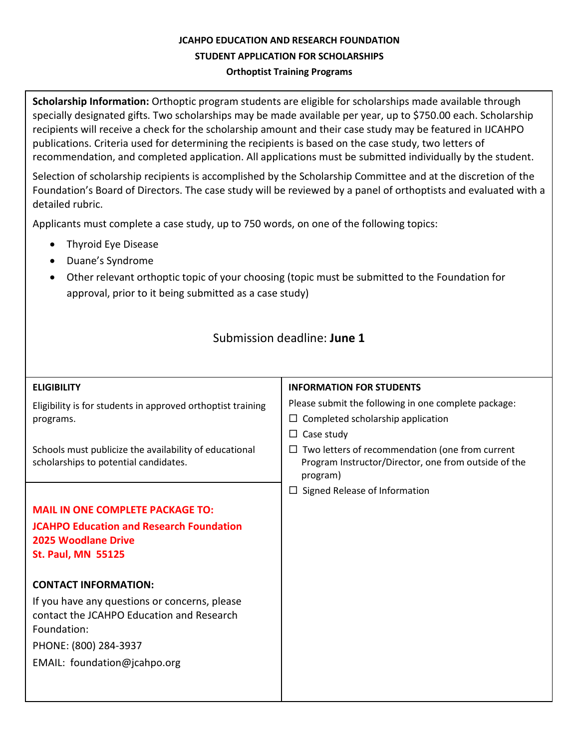# JCAHPO EDUCATION AND RESEARCH FOUNDATION

## STUDENT APPLICATION FOR SCHOLARSHIPS

### Orthoptist Training Programs

**Scholarship Information:** Orthoptic program students are eligible for scholarships made available through specially designated gifts. Two scholarships may be made available per year, up to $750.00 each. Scholarship recipients will receive a check for the scholarship amount and their case study may be featured in IJCAHPO publications. Criteria used for determining the recipients is based on the case study, two letters of recommendation, and completed application. All applications must be submitted individually by the student.

Selection of scholarship recipients is accomplished by the Scholarship Committee and at the discretion of the Foundation's Board of Directors. The case study will be reviewed by a panel of orthoptists and evaluated with a detailed rubric.

Applicants must complete a case study, up to 750 words, on one of the following topics:

- Thyroid Eye Disease
- Duane's Syndrome
- Other relevant orthoptic topic of your choosing (topic must be submitted to the Foundation for approval, prior to it being submitted as a case study)

Submission deadline: **June 1**

**ELIGIBILITY**

Eligibility is for students in approved orthoptist training programs.

Schools must publicize the availability of educational scholarships to potential candidates.

**INFORMATION FOR STUDENTS**

Please submit the following in one complete package:

- ☐ Completed scholarship application
- ☐ Case study
- ☐ Two letters of recommendation (one from current Program Instructor/Director, one from outside of the program)
- ☐ Signed Release of Information

**MAIL IN ONE COMPLETE PACKAGE TO:**
**JCAHPO Education and Research Foundation**
**2025 Woodlane Drive**
**St. Paul, MN 55125**

**CONTACT INFORMATION:**

If you have any questions or concerns, please contact the JCAHPO Education and Research Foundation:

PHONE: (800) 284-3937

EMAIL: foundation@jcahpo.org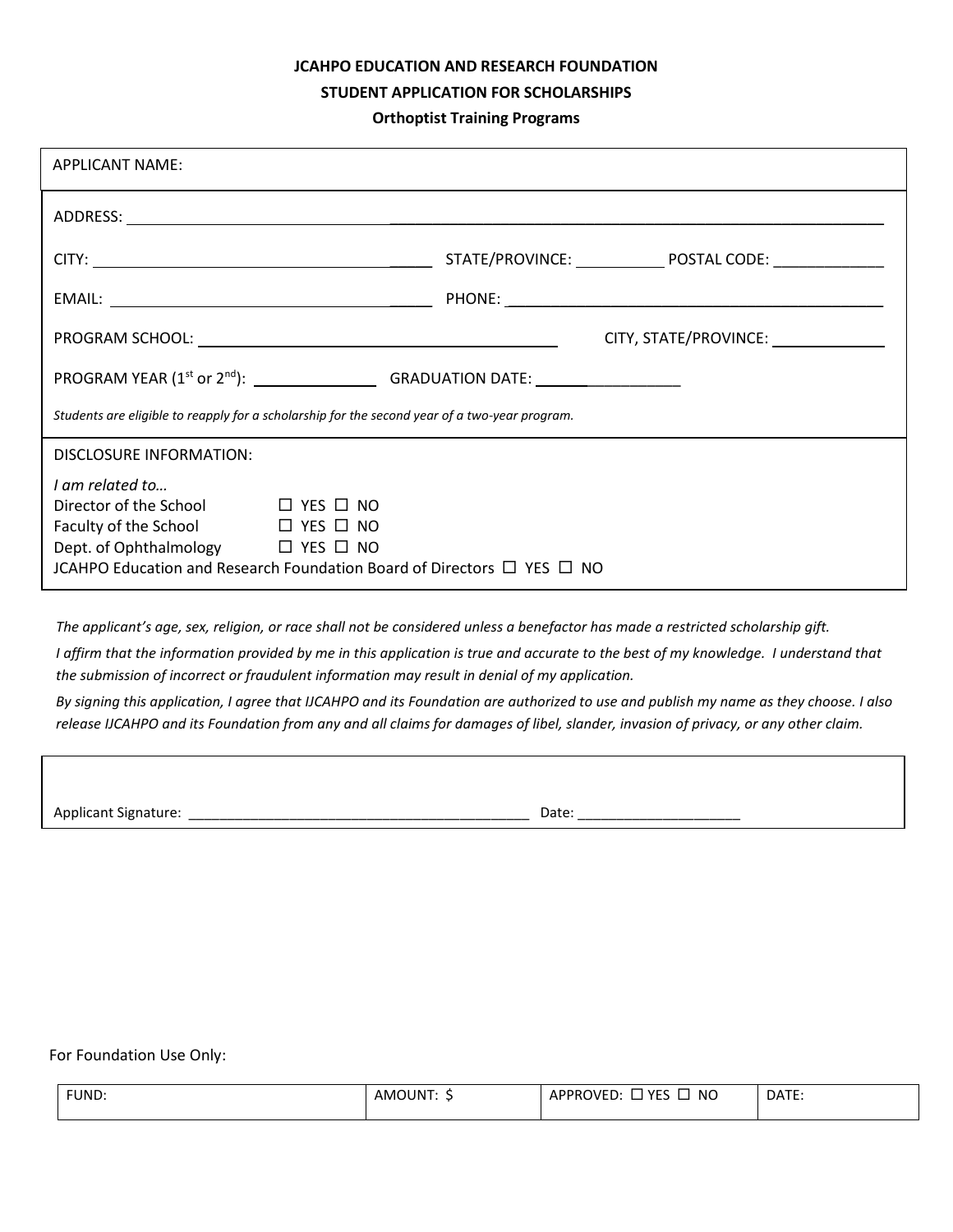**JCAHPO EDUCATION AND RESEARCH FOUNDATION**

**STUDENT APPLICATION FOR SCHOLARSHIPS**

**Orthoptist Training Programs**

APPLICANT NAME:

ADDRESS: ______________________________________________________________

CITY: ______________________ STATE/PROVINCE: __________ POSTAL CODE: ____________

EMAIL: ______________________ PHONE: ______________________________

PROGRAM SCHOOL: ______________________________ CITY, STATE/PROVINCE: ____________

PROGRAM YEAR (1st or 2nd): ____________ GRADUATION DATE: ________________

*Students are eligible to reapply for a scholarship for the second year of a two-year program.*

DISCLOSURE INFORMATION:

*I am related to…*

Director of the School ☐ YES ☐ NO

Faculty of the School ☐ YES ☐ NO

Dept. of Ophthalmology ☐ YES ☐ NO

JCAHPO Education and Research Foundation Board of Directors ☐ YES ☐ NO

*The applicant's age, sex, religion, or race shall not be considered unless a benefactor has made a restricted scholarship gift.*

*I affirm that the information provided by me in this application is true and accurate to the best of my knowledge. I understand that the submission of incorrect or fraudulent information may result in denial of my application.*

*By signing this application, I agree that IJCAHPO and its Foundation are authorized to use and publish my name as they choose. I also release IJCAHPO and its Foundation from any and all claims for damages of libel, slander, invasion of privacy, or any other claim.*

Applicant Signature: ____________________________________________ Date: ____________________

For Foundation Use Only:

| FUND: | AMOUNT: $ | APPROVED: ☐ YES ☐ NO | DATE: |
|---|---|---|---|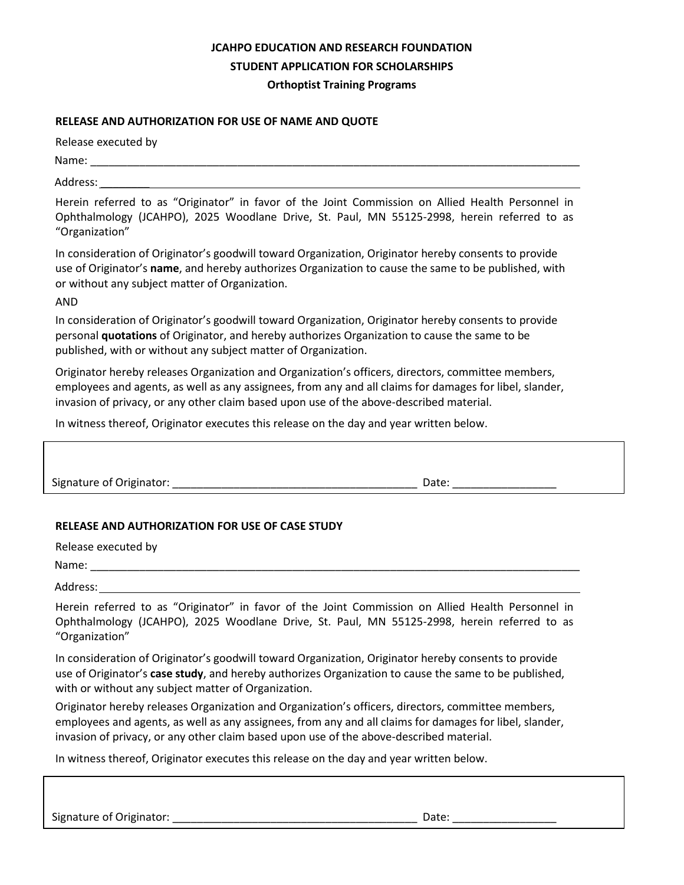**JCAHPO EDUCATION AND RESEARCH FOUNDATION**

**STUDENT APPLICATION FOR SCHOLARSHIPS**

**Orthoptist Training Programs**

**RELEASE AND AUTHORIZATION FOR USE OF NAME AND QUOTE**

Release executed by

Name: ____________________________________________________________________________________

Address: ____________________________________________________________________________________

Herein referred to as "Originator" in favor of the Joint Commission on Allied Health Personnel in Ophthalmology (JCAHPO), 2025 Woodlane Drive, St. Paul, MN 55125-2998, herein referred to as "Organization"

In consideration of Originator's goodwill toward Organization, Originator hereby consents to provide use of Originator's **name**, and hereby authorizes Organization to cause the same to be published, with or without any subject matter of Organization.

AND

In consideration of Originator's goodwill toward Organization, Originator hereby consents to provide personal **quotations** of Originator, and hereby authorizes Organization to cause the same to be published, with or without any subject matter of Organization.

Originator hereby releases Organization and Organization's officers, directors, committee members, employees and agents, as well as any assignees, from any and all claims for damages for libel, slander, invasion of privacy, or any other claim based upon use of the above-described material.

In witness thereof, Originator executes this release on the day and year written below.

Signature of Originator: ________________________________________ Date: _________________

**RELEASE AND AUTHORIZATION FOR USE OF CASE STUDY**

Release executed by

Name: ____________________________________________________________________________________

Address: ____________________________________________________________________________________

Herein referred to as "Originator" in favor of the Joint Commission on Allied Health Personnel in Ophthalmology (JCAHPO), 2025 Woodlane Drive, St. Paul, MN 55125-2998, herein referred to as "Organization"

In consideration of Originator's goodwill toward Organization, Originator hereby consents to provide use of Originator's **case study**, and hereby authorizes Organization to cause the same to be published, with or without any subject matter of Organization.

Originator hereby releases Organization and Organization's officers, directors, committee members, employees and agents, as well as any assignees, from any and all claims for damages for libel, slander, invasion of privacy, or any other claim based upon use of the above-described material.

In witness thereof, Originator executes this release on the day and year written below.

Signature of Originator: ________________________________________ Date: _________________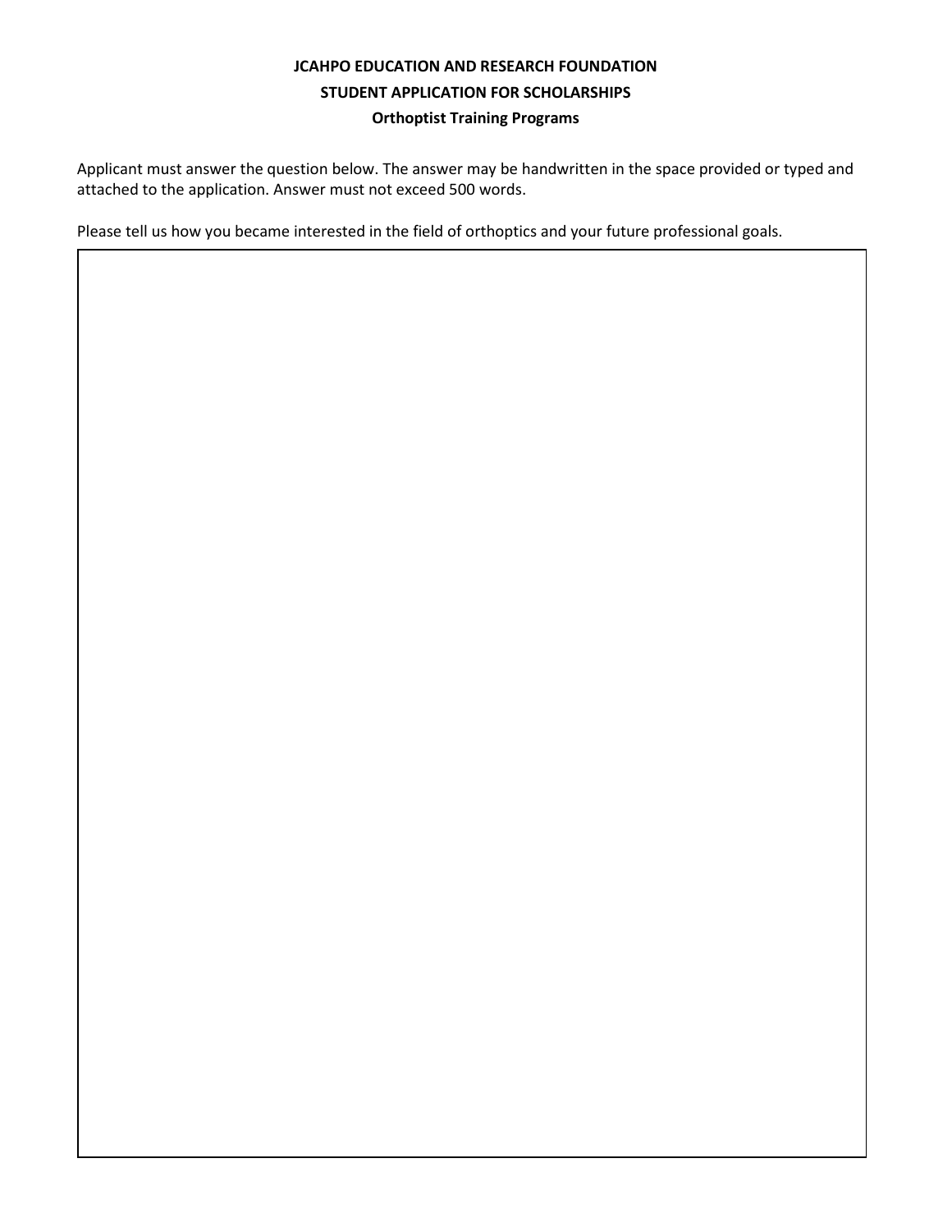**JCAHPO EDUCATION AND RESEARCH FOUNDATION**

**STUDENT APPLICATION FOR SCHOLARSHIPS**

**Orthoptist Training Programs**

Applicant must answer the question below. The answer may be handwritten in the space provided or typed and attached to the application. Answer must not exceed 500 words.

Please tell us how you became interested in the field of orthoptics and your future professional goals.